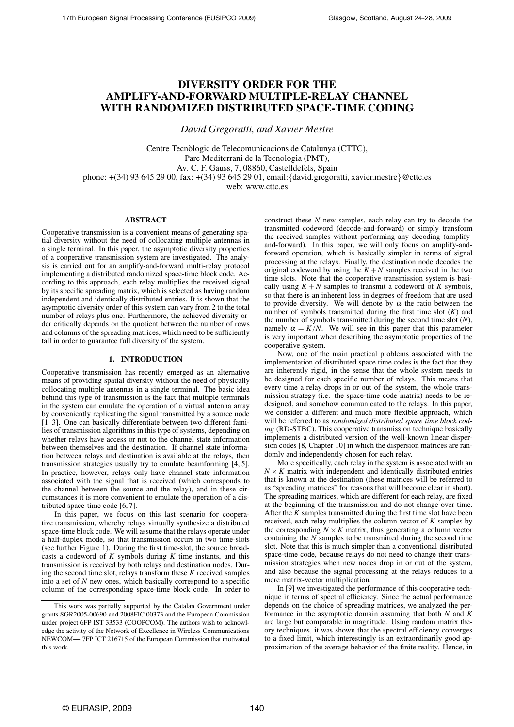# DIVERSITY ORDER FOR THE AMPLIFY-AND-FORWARD MULTIPLE-RELAY CHANNEL WITH RANDOMIZED DISTRIBUTED SPACE-TIME CODING

*David Gregoratti, and Xavier Mestre*

Centre Tecnològic de Telecomunicacions de Catalunya (CTTC),
Parc Mediterrani de la Tecnologia (PMT),
Av. C. F. Gauss, 7, 08860, Castelldefels, Spain
phone: +(34) 93 645 29 00, fax: +(34) 93 645 29 01, email:{david.gregoratti, xavier.mestre}@cttc.es
web: www.cttc.es

## ABSTRACT

Cooperative transmission is a convenient means of generating spatial diversity without the need of collocating multiple antennas in a single terminal. In this paper, the asymptotic diversity properties of a cooperative transmission system are investigated. The analysis is carried out for an amplify-and-forward multi-relay protocol implementing a distributed randomized space-time block code. According to this approach, each relay multiplies the received signal by its specific spreading matrix, which is selected as having random independent and identically distributed entries. It is shown that the asymptotic diversity order of this system can vary from 2 to the total number of relays plus one. Furthermore, the achieved diversity order critically depends on the quotient between the number of rows and columns of the spreading matrices, which need to be sufficiently tall in order to guarantee full diversity of the system.

## 1. INTRODUCTION

Cooperative transmission has recently emerged as an alternative means of providing spatial diversity without the need of physically collocating multiple antennas in a single terminal. The basic idea behind this type of transmission is the fact that multiple terminals in the system can emulate the operation of a virtual antenna array by conveniently replicating the signal transmitted by a source node [1–3]. One can basically differentiate between two different families of transmission algorithms in this type of systems, depending on whether relays have access or not to the channel state information between themselves and the destination. If channel state information between relays and destination is available at the relays, then transmission strategies usually try to emulate beamforming [4, 5]. In practice, however, relays only have channel state information associated with the signal that is received (which corresponds to the channel between the source and the relay), and in these circumstances it is more convenient to emulate the operation of a distributed space-time code [6, 7].

In this paper, we focus on this last scenario for cooperative transmission, whereby relays virtually synthesize a distributed space-time block code. We will assume that the relays operate under a half-duplex mode, so that transmission occurs in two time-slots (see further Figure 1). During the first time-slot, the source broadcasts a codeword of $K$ symbols during $K$ time instants, and this transmission is received by both relays and destination nodes. During the second time slot, relays transform these $K$ received samples into a set of $N$ new ones, which basically correspond to a specific column of the corresponding space-time block code. In order to construct these $N$ new samples, each relay can try to decode the transmitted codeword (decode-and-forward) or simply transform the received samples without performing any decoding (amplify-and-forward). In this paper, we will only focus on amplify-and-forward operation, which is basically simpler in terms of signal processing at the relays. Finally, the destination node decodes the original codeword by using the $K+N$ samples received in the two time slots. Note that the cooperative transmission system is basically using $K+N$ samples to transmit a codeword of $K$ symbols, so that there is an inherent loss in degrees of freedom that are used to provide diversity. We will denote by $\alpha$ the ratio between the number of symbols transmitted during the first time slot ($K$) and the number of symbols transmitted during the second time slot ($N$), namely $\alpha = K/N$. We will see in this paper that this parameter is very important when describing the asymptotic properties of the cooperative system.

Now, one of the main practical problems associated with the implementation of distributed space time codes is the fact that they are inherently rigid, in the sense that the whole system needs to be designed for each specific number of relays. This means that every time a relay drops in or out of the system, the whole transmission strategy (i.e. the space-time code matrix) needs to be redesigned, and somehow communicated to the relays. In this paper, we consider a different and much more flexible approach, which will be referred to as *randomized distributed space time block coding* (RD-STBC). This cooperative transmission technique basically implements a distributed version of the well-known linear dispersion codes [8, Chapter 10] in which the dispersion matrices are randomly and independently chosen for each relay.

More specifically, each relay in the system is associated with an $N \times K$ matrix with independent and identically distributed entries that is known at the destination (these matrices will be referred to as "spreading matrices" for reasons that will become clear in short). The spreading matrices, which are different for each relay, are fixed at the beginning of the transmission and do not change over time. After the $K$ samples transmitted during the first time slot have been received, each relay multiplies the column vector of $K$ samples by the corresponding $N \times K$ matrix, thus generating a column vector containing the $N$ samples to be transmitted during the second time slot. Note that this is much simpler than a conventional distributed space-time code, because relays do not need to change their transmission strategies when new nodes drop in or out of the system, and also because the signal processing at the relays reduces to a mere matrix-vector multiplication.

In [9] we investigated the performance of this cooperative technique in terms of spectral efficiency. Since the actual performance depends on the choice of spreading matrices, we analyzed the performance in the asymptotic domain assuming that both $N$ and $K$ are large but comparable in magnitude. Using random matrix theory techniques, it was shown that the spectral efficiency converges to a fixed limit, which interestingly is an extraordinarily good approximation of the average behavior of the finite reality. Hence, in

---

This work was partially supported by the Catalan Government under grants SGR2005-00690 and 2008FIC 00373 and the European Commission under project 6FP IST 33533 (COOPCOM). The authors wish to acknowledge the activity of the Network of Excellence in Wireless Communications NEWCOM++ 7FP ICT 216715 of the European Commission that motivated this work.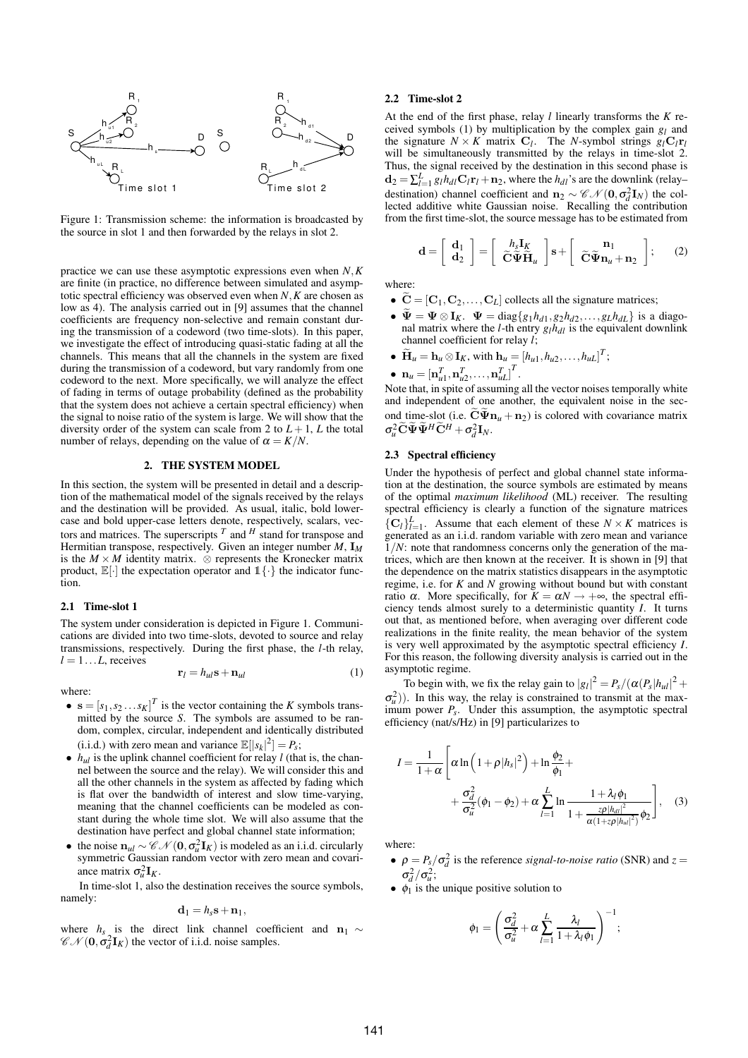Figure 1: Transmission scheme: the information is broadcasted by the source in slot 1 and then forwarded by the relays in slot 2.

practice we can use these asymptotic expressions even when $N,K$ are finite (in practice, no difference between simulated and asymptotic spectral efficiency was observed even when $N,K$ are chosen as low as 4). The analysis carried out in [9] assumes that the channel coefficients are frequency non-selective and remain constant during the transmission of a codeword (two time-slots). In this paper, we investigate the effect of introducing quasi-static fading at all the channels. This means that all the channels in the system are fixed during the transmission of a codeword, but vary randomly from one codeword to the next. More specifically, we will analyze the effect of fading in terms of outage probability (defined as the probability that the system does not achieve a certain spectral efficiency) when the signal to noise ratio of the system is large. We will show that the diversity order of the system can scale from 2 to $L+1$, $L$ the total number of relays, depending on the value of $\alpha = K/N$.

## 2. THE SYSTEM MODEL

In this section, the system will be presented in detail and a description of the mathematical model of the signals received by the relays and the destination will be provided. As usual, italic, bold lowercase and bold upper-case letters denote, respectively, scalars, vectors and matrices. The superscripts $^T$ and $^H$ stand for transpose and Hermitian transpose, respectively. Given an integer number $M$, $\mathbf{I}_M$ is the $M \times M$ identity matrix. $\otimes$ represents the Kronecker matrix product, $\mathbb{E}[\cdot]$ the expectation operator and $\mathbb{1}\{\cdot\}$ the indicator function.

### 2.1 Time-slot 1

The system under consideration is depicted in Figure 1. Communications are divided into two time-slots, devoted to source and relay transmissions, respectively. During the first phase, the $l$-th relay, $l = 1 \dots L$, receives

$$\mathbf{r}_l = h_{ul}\mathbf{s} + \mathbf{n}_{ul} \tag{1}$$

where:

- $\mathbf{s} = [s_1, s_2 \dots s_K]^T$ is the vector containing the $K$ symbols transmitted by the source $S$. The symbols are assumed to be random, complex, circular, independent and identically distributed (i.i.d.) with zero mean and variance $\mathbb{E}[|s_k|^2] = P_s$;
- $h_{ul}$ is the uplink channel coefficient for relay $l$ (that is, the channel between the source and the relay). We will consider this and all the other channels in the system as affected by fading which is flat over the bandwidth of interest and slow time-varying, meaning that the channel coefficients can be modeled as constant during the whole time slot. We will also assume that the destination have perfect and global channel state information;
- the noise $\mathbf{n}_{ul} \sim \mathscr{CN}(\mathbf{0}, \sigma_u^2\mathbf{I}_K)$ is modeled as an i.i.d. circularly symmetric Gaussian random vector with zero mean and covariance matrix $\sigma_u^2\mathbf{I}_K$.

In time-slot 1, also the destination receives the source symbols, namely:

$$\mathbf{d}_1 = h_s\mathbf{s} + \mathbf{n}_1,$$

where $h_s$ is the direct link channel coefficient and $\mathbf{n}_1 \sim \mathscr{CN}(\mathbf{0}, \sigma_d^2\mathbf{I}_K)$ the vector of i.i.d. noise samples.

### 2.2 Time-slot 2

At the end of the first phase, relay $l$ linearly transforms the $K$ received symbols (1) by multiplication by the complex gain $g_l$ and the signature $N \times K$ matrix $\mathbf{C}_l$. The $N$-symbol strings $g_l\mathbf{C}_l\mathbf{r}_l$ will be simultaneously transmitted by the relays in time-slot 2. Thus, the signal received by the destination in this second phase is $\mathbf{d}_2 = \sum_{l=1}^L g_l h_{dl}\mathbf{C}_l\mathbf{r}_l + \mathbf{n}_2$, where the $h_{dl}$'s are the downlink (relay–destination) channel coefficient and $\mathbf{n}_2 \sim \mathscr{CN}(\mathbf{0}, \sigma_d^2\mathbf{I}_N)$ the collected additive white Gaussian noise. Recalling the contribution from the first time-slot, the source message has to be estimated from

$$\mathbf{d} = \begin{bmatrix} \mathbf{d}_1 \\ \mathbf{d}_2 \end{bmatrix} = \begin{bmatrix} h_s\mathbf{I}_K \\ \widetilde{\mathbf{C}}\widetilde{\boldsymbol{\Psi}}\widetilde{\mathbf{H}}_u \end{bmatrix}\mathbf{s} + \begin{bmatrix} \mathbf{n}_1 \\ \widetilde{\mathbf{C}}\widetilde{\boldsymbol{\Psi}}\mathbf{n}_u + \mathbf{n}_2 \end{bmatrix}; \tag{2}$$

where:

- $\widetilde{\mathbf{C}} = [\mathbf{C}_1, \mathbf{C}_2, \dots, \mathbf{C}_L]$ collects all the signature matrices;
- $\widetilde{\boldsymbol{\Psi}} = \boldsymbol{\Psi} \otimes \mathbf{I}_K$. $\boldsymbol{\Psi} = \operatorname{diag}\{g_1h_{d1}, g_2h_{d2}, \dots, g_Lh_{dL}\}$ is a diagonal matrix where the $l$-th entry $g_lh_{dl}$ is the equivalent downlink channel coefficient for relay $l$;
- $\widetilde{\mathbf{H}}_u = \mathbf{h}_u \otimes \mathbf{I}_K$, with $\mathbf{h}_u = [h_{u1}, h_{u2}, \dots, h_{uL}]^T$;
- $\mathbf{n}_u = [\mathbf{n}_{u1}^T, \mathbf{n}_{u2}^T, \dots, \mathbf{n}_{uL}^T]^T$.

Note that, in spite of assuming all the vector noises temporally white and independent of one another, the equivalent noise in the second time-slot (i.e. $\widetilde{\mathbf{C}}\widetilde{\boldsymbol{\Psi}}\mathbf{n}_u + \mathbf{n}_2$) is colored with covariance matrix $\sigma_u^2\widetilde{\mathbf{C}}\widetilde{\boldsymbol{\Psi}}\widetilde{\boldsymbol{\Psi}}^H\widetilde{\mathbf{C}}^H + \sigma_d^2\mathbf{I}_N$.

### 2.3 Spectral efficiency

Under the hypothesis of perfect and global channel state information at the destination, the source symbols are estimated by means of the optimal *maximum likelihood* (ML) receiver. The resulting spectral efficiency is clearly a function of the signature matrices $\{\mathbf{C}_l\}_{l=1}^L$. Assume that each element of these $N \times K$ matrices is generated as an i.i.d. random variable with zero mean and variance $1/N$: note that randomness concerns only the generation of the matrices, which are then known at the receiver. It is shown in [9] that the dependence on the matrix statistics disappears in the asymptotic regime, i.e. for $K$ and $N$ growing without bound but with constant ratio $\alpha$. More specifically, for $K = \alpha N \to +\infty$, the spectral efficiency tends almost surely to a deterministic quantity $I$. It turns out that, as mentioned before, when averaging over different code realizations in the finite reality, the mean behavior of the system is very well approximated by the asymptotic spectral efficiency $I$. For this reason, the following diversity analysis is carried out in the asymptotic regime.

To begin with, we fix the relay gain to $|g_l|^2 = P_s/(\alpha(P_s|h_{ul}|^2 + \sigma_u^2))$. In this way, the relay is constrained to transmit at the maximum power $P_s$. Under this assumption, the asymptotic spectral efficiency (nat/s/Hz) in [9] particularizes to

$$I = \frac{1}{1+\alpha}\left[\alpha\ln\left(1+\rho|h_s|^2\right) + \ln\frac{\phi_2}{\phi_1} + \right.$$
$$\left. + \frac{\sigma_d^2}{\sigma_u^2}(\phi_1 - \phi_2) + \alpha\sum_{l=1}^L \ln\frac{1+\lambda_l\phi_1}{1+\frac{z\rho|h_{dl}|^2}{\alpha(1+z\rho|h_{ul}|^2)}\phi_2}\right], \tag{3}$$

where:

- $\rho = P_s/\sigma_d^2$ is the reference *signal-to-noise ratio* (SNR) and $z = \sigma_d^2/\sigma_u^2$;
- $\phi_1$ is the unique positive solution to

$$\phi_1 = \left(\frac{\sigma_d^2}{\sigma_u^2} + \alpha\sum_{l=1}^L \frac{\lambda_l}{1+\lambda_l\phi_1}\right)^{-1};$$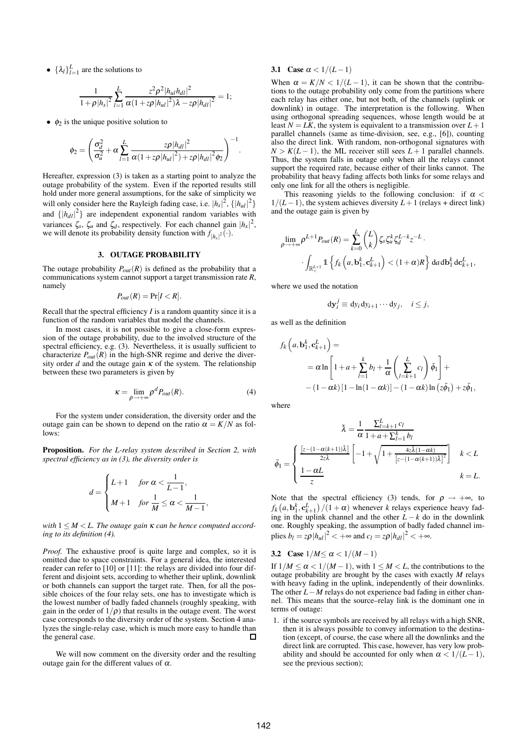- $\{\lambda_l\}_{l=1}^{L}$ are the solutions to

$$\frac{1}{1+\rho|h_s|^2}\sum_{l=1}^{L}\frac{z^2\rho^2|h_{ul}h_{dl}|^2}{\alpha(1+z\rho|h_{ul}|^2)\lambda - z\rho|h_{dl}|^2} = 1;$$

- $\phi_2$ is the unique positive solution to

$$\phi_2 = \left(\frac{\sigma_d^2}{\sigma_u^2} + \alpha\sum_{l=1}^{L}\frac{z\rho|h_{dl}|^2}{\alpha(1+z\rho|h_{ul}|^2)+z\rho|h_{dl}|^2\phi_2}\right)^{-1}.$$

Hereafter, expression (3) is taken as a starting point to analyze the outage probability of the system. Even if the reported results still hold under more general assumptions, for the sake of simplicity we will only consider here the Rayleigh fading case, i.e. $|h_s|^2$, $\{|h_{ul}|^2\}$ and $\{|h_{dl}|^2\}$ are independent exponential random variables with variances $\zeta_s$, $\zeta_u$ and $\zeta_d$, respectively. For each channel gain $|h_x|^2$, we will denote its probability density function with $f_{|h_x|^2}(\cdot)$.

## 3. OUTAGE PROBABILITY

The outage probability $P_{out}(R)$ is defined as the probability that a communications system cannot support a target transmission rate $R$, namely

$$P_{out}(R) = \Pr[I < R].$$

Recall that the spectral efficiency $I$ is a random quantity since it is a function of the random variables that model the channels.

In most cases, it is not possible to give a close-form expression of the outage probability, due to the involved structure of the spectral efficiency, e.g. (3). Nevertheless, it is usually sufficient to characterize $P_{out}(R)$ in the high-SNR regime and derive the diversity order $d$ and the outage gain $\kappa$ of the system. The relationship between these two parameters is given by

$$\kappa = \lim_{\rho\to+\infty}\rho^d P_{out}(R). \tag{4}$$

For the system under consideration, the diversity order and the outage gain can be shown to depend on the ratio $\alpha = K/N$ as follows:

**Proposition.** *For the L-relay system described in Section 2, with spectral efficiency as in (3), the diversity order is*

$$d = \begin{cases} L+1 & \text{for } \alpha < \dfrac{1}{L-1}, \\ M+1 & \text{for } \dfrac{1}{M} \le \alpha < \dfrac{1}{M-1}, \end{cases}$$

*with $1 \le M < L$. The outage gain $\kappa$ can be hence computed according to its definition (4).*

*Proof.* The exhaustive proof is quite large and complex, so it is omitted due to space constraints. For a general idea, the interested reader can refer to [10] or [11]: the relays are divided into four different and disjoint sets, according to whether their uplink, downlink or both channels can support the target rate. Then, for all the possible choices of the four relay sets, one has to investigate which is the lowest number of badly faded channels (roughly speaking, with gain in the order of $1/\rho$) that results in the outage event. The worst case corresponds to the diversity order of the system. Section 4 analyzes the single-relay case, which is much more easy to handle than the general case. □

We will now comment on the diversity order and the resulting outage gain for the different values of $\alpha$.

### 3.1 Case $\alpha < 1/(L-1)$

When $\alpha = K/N < 1/(L-1)$, it can be shown that the contributions to the outage probability only come from the partitions where each relay has either one, but not both, of the channels (uplink or downlink) in outage. The interpretation is the following. When using orthogonal spreading sequences, whose length would be at least $N = LK$, the system is equivalent to a transmission over $L+1$ parallel channels (same as time-division, see, e.g., [6]), counting also the direct link. With random, non-orthogonal signatures with $N > K(L-1)$, the ML receiver still sees $L+1$ parallel channels. Thus, the system falls in outage only when all the relays cannot support the required rate, because either of their links cannot. The probability that heavy fading affects both links for some relays and only one link for all the others is negligible.

This reasoning yields to the following conclusion: if $\alpha < 1/(L-1)$, the system achieves diversity $L+1$ (relays + direct link) and the outage gain is given by

$$\lim_{\rho\to+\infty}\rho^{L+1}P_{out}(R) = \sum_{k=0}^{L}\binom{L}{k}\zeta_s\zeta_u^k\zeta_d^{L-k}z^{-L}\cdot$$
$$\cdot\int_{\mathbb{R}_+^{L+1}}\mathbb{1}\left\{f_k\left(a,\mathbf{b}_1^k,\mathbf{c}_{k+1}^L\right) < (1+\alpha)R\right\}\,\mathrm{d}a\,\mathrm{d}\mathbf{b}_1^k\,\mathrm{d}\mathbf{c}_{k+1}^L,$$

where we used the notation

$$\mathrm{d}\mathbf{y}_i^j \equiv \mathrm{d}y_i\,\mathrm{d}y_{i+1}\cdots\mathrm{d}y_j,\quad i\le j,$$

as well as the definition

$$f_k\left(a,\mathbf{b}_1^k,\mathbf{c}_{k+1}^L\right) =$$
$$= \alpha\ln\left[1+a+\sum_{l=1}^{k}b_l+\frac{1}{\alpha}\left(\sum_{l=k+1}^{L}c_l\right)\bar\phi_1\right] +$$
$$-(1-\alpha k)\left[1-\ln(1-\alpha k)\right]-(1-\alpha k)\ln\left(z\bar\phi_1\right)+z\bar\phi_1,$$

where

$$\bar\lambda = \frac{1}{\alpha}\frac{\sum_{l=k+1}^{L}c_l}{1+a+\sum_{l=1}^{k}b_l}$$

$$\bar\phi_1 = \begin{cases} \dfrac{\left[z-(1-\alpha(k+1))\bar\lambda\right]}{2z\bar\lambda}\left[-1+\sqrt{1+\dfrac{4z\bar\lambda(1-\alpha k)}{\left[z-(1-\alpha(k+1))\bar\lambda\right]^2}}\right] & k<L \\ \dfrac{1-\alpha L}{z} & k=L. \end{cases}$$

Note that the spectral efficiency (3) tends, for $\rho\to+\infty$, to $f_k\left(a,\mathbf{b}_1^k,\mathbf{c}_{k+1}^L\right)/(1+\alpha)$ whenever $k$ relays experience heavy fading in the uplink channel and the other $L-k$ do in the downlink one. Roughly speaking, the assumption of badly faded channel implies $b_l = z\rho|h_{ul}|^2 < +\infty$ and $c_l = z\rho|h_{dl}|^2 < +\infty$.

### 3.2 Case $1/M \le \alpha < 1/(M-1)$

If $1/M \le \alpha < 1/(M-1)$, with $1 \le M < L$, the contributions to the outage probability are brought by the cases with exactly $M$ relays with heavy fading in the uplink, independently of their downlinks. The other $L-M$ relays do not experience bad fading in either channel. This means that the source–relay link is the dominant one in terms of outage:

1. if the source symbols are received by all relays with a high SNR, then it is always possible to convey information to the destination (except, of course, the case where all the downlinks and the direct link are corrupted. This case, however, has very low probability and should be accounted for only when $\alpha < 1/(L-1)$, see the previous section);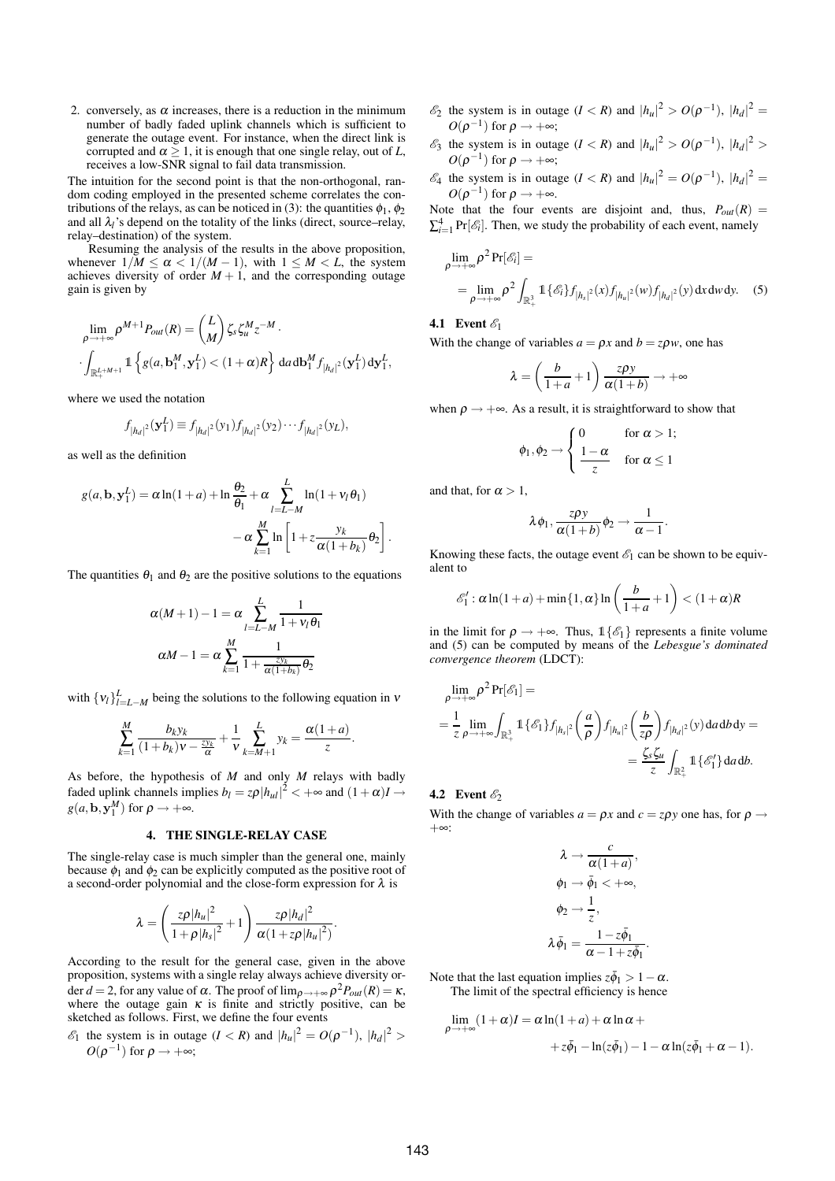2. conversely, as $\alpha$ increases, there is a reduction in the minimum number of badly faded uplink channels which is sufficient to generate the outage event. For instance, when the direct link is corrupted and $\alpha \geq 1$, it is enough that one single relay, out of $L$, receives a low-SNR signal to fail data transmission.

The intuition for the second point is that the non-orthogonal, random coding employed in the presented scheme correlates the contributions of the relays, as can be noticed in (3): the quantities $\phi_1$, $\phi_2$ and all $\lambda_l$'s depend on the totality of the links (direct, source–relay, relay–destination) of the system.

Resuming the analysis of the results in the above proposition, whenever $1/M \leq \alpha < 1/(M-1)$, with $1 \leq M < L$, the system achieves diversity of order $M+1$, and the corresponding outage gain is given by

$$\lim_{\rho \to +\infty} \rho^{M+1} P_{out}(R) = \binom{L}{M} \zeta_s \zeta_u^M z^{-M} \cdot$$

$$\cdot \int_{\mathbb{R}_+^{L+M+1}} \mathbb{1}\left\{ g(a, \mathbf{b}_1^M, \mathbf{y}_1^L) < (1+\alpha)R \right\} \mathrm{d}a \, \mathrm{d}\mathbf{b}_1^M f_{|h_d|^2}(\mathbf{y}_1^L) \, \mathrm{d}\mathbf{y}_1^L,$$

where we used the notation

$$f_{|h_d|^2}(\mathbf{y}_1^L) \equiv f_{|h_d|^2}(y_1) f_{|h_d|^2}(y_2) \cdots f_{|h_d|^2}(y_L),$$

as well as the definition

$$g(a, \mathbf{b}, \mathbf{y}_1^L) = \alpha \ln(1+a) + \ln \frac{\theta_2}{\theta_1} + \alpha \sum_{l=L-M}^{L} \ln(1 + \nu_l \theta_1) - \alpha \sum_{k=1}^{M} \ln \left[ 1 + z \frac{y_k}{\alpha(1+b_k)} \theta_2 \right].$$

The quantities $\theta_1$ and $\theta_2$ are the positive solutions to the equations

$$\alpha(M+1) - 1 = \alpha \sum_{l=L-M}^{L} \frac{1}{1 + \nu_l \theta_1}$$

$$\alpha M - 1 = \alpha \sum_{k=1}^{M} \frac{1}{1 + \frac{z y_k}{\alpha(1+b_k)} \theta_2}$$

with $\{\nu_l\}_{l=L-M}^{L}$ being the solutions to the following equation in $\nu$

$$\sum_{k=1}^{M} \frac{b_k y_k}{(1+b_k)\nu - \frac{z y_k}{\alpha}} + \frac{1}{\nu} \sum_{k=M+1}^{L} y_k = \frac{\alpha(1+a)}{z}.$$

As before, the hypothesis of $M$ and only $M$ relays with badly faded uplink channels implies $b_l = z\rho |h_{ul}|^2 < +\infty$ and $(1+\alpha)I \to g(a, \mathbf{b}, \mathbf{y}_1^M)$ for $\rho \to +\infty$.

## 4. THE SINGLE-RELAY CASE

The single-relay case is much simpler than the general one, mainly because $\phi_1$ and $\phi_2$ can be explicitly computed as the positive root of a second-order polynomial and the close-form expression for $\lambda$ is

$$\lambda = \left( \frac{z\rho |h_u|^2}{1 + \rho |h_s|^2} + 1 \right) \frac{z\rho |h_d|^2}{\alpha(1 + z\rho |h_u|^2)}.$$

According to the result for the general case, given in the above proposition, systems with a single relay always achieve diversity order $d = 2$, for any value of $\alpha$. The proof of $\lim_{\rho \to +\infty} \rho^2 P_{out}(R) = \kappa$, where the outage gain $\kappa$ is finite and strictly positive, can be sketched as follows. First, we define the four events

- $\mathscr{E}_1$ the system is in outage ($I < R$) and $|h_u|^2 = O(\rho^{-1})$, $|h_d|^2 > O(\rho^{-1})$ for $\rho \to +\infty$;
- $\mathscr{E}_2$ the system is in outage ($I < R$) and $|h_u|^2 > O(\rho^{-1})$, $|h_d|^2 = O(\rho^{-1})$ for $\rho \to +\infty$;
- $\mathscr{E}_3$ the system is in outage ($I < R$) and $|h_u|^2 > O(\rho^{-1})$, $|h_d|^2 > O(\rho^{-1})$ for $\rho \to +\infty$;
- $\mathscr{E}_4$ the system is in outage ($I < R$) and $|h_u|^2 = O(\rho^{-1})$, $|h_d|^2 = O(\rho^{-1})$ for $\rho \to +\infty$.

Note that the four events are disjoint and, thus, $P_{out}(R) = \sum_{i=1}^{4} \Pr[\mathscr{E}_i]$. Then, we study the probability of each event, namely

$$\lim_{\rho \to +\infty} \rho^2 \Pr[\mathscr{E}_i] = = \lim_{\rho \to +\infty} \rho^2 \int_{\mathbb{R}_+^3} \mathbb{1}\{\mathscr{E}_i\} f_{|h_s|^2}(x) f_{|h_u|^2}(w) f_{|h_d|^2}(y) \, \mathrm{d}x \, \mathrm{d}w \, \mathrm{d}y. \quad (5)$$

### 4.1 Event $\mathscr{E}_1$

With the change of variables $a = \rho x$ and $b = z\rho w$, one has

$$\lambda = \left( \frac{b}{1+a} + 1 \right) \frac{z\rho y}{\alpha(1+b)} \to +\infty$$

when $\rho \to +\infty$. As a result, it is straightforward to show that

$$\phi_1, \phi_2 \to \begin{cases} 0 & \text{for } \alpha > 1; \\ \dfrac{1-\alpha}{z} & \text{for } \alpha \leq 1 \end{cases}$$

and that, for $\alpha > 1$,

$$\lambda \phi_1, \frac{z\rho y}{\alpha(1+b)} \phi_2 \to \frac{1}{\alpha - 1}.$$

Knowing these facts, the outage event $\mathscr{E}_1$ can be shown to be equivalent to

$$\mathscr{E}_1' : \alpha \ln(1+a) + \min\{1, \alpha\} \ln \left( \frac{b}{1+a} + 1 \right) < (1+\alpha)R$$

in the limit for $\rho \to +\infty$. Thus, $\mathbb{1}\{\mathscr{E}_1\}$ represents a finite volume and (5) can be computed by means of the *Lebesgue's dominated convergence theorem* (LDCT):

$$\lim_{\rho \to +\infty} \rho^2 \Pr[\mathscr{E}_1] = = \frac{1}{z} \lim_{\rho \to +\infty} \int_{\mathbb{R}_+^3} \mathbb{1}\{\mathscr{E}_1\} f_{|h_s|^2}\left(\frac{a}{\rho}\right) f_{|h_u|^2}\left(\frac{b}{z\rho}\right) f_{|h_d|^2}(y) \, \mathrm{d}a \, \mathrm{d}b \, \mathrm{d}y = = \frac{\zeta_s \zeta_u}{z} \int_{\mathbb{R}_+^2} \mathbb{1}\{\mathscr{E}_1'\} \, \mathrm{d}a \, \mathrm{d}b.$$

### 4.2 Event $\mathscr{E}_2$

With the change of variables $a = \rho x$ and $c = z\rho y$ one has, for $\rho \to +\infty$:

$$\lambda \to \frac{c}{\alpha(1+a)},$$

$$\phi_1 \to \bar{\phi}_1 < +\infty,$$

$$\phi_2 \to \frac{1}{z},$$

$$\lambda \bar{\phi}_1 = \frac{1 - z\bar{\phi}_1}{\alpha - 1 + z\bar{\phi}_1}.$$

Note that the last equation implies $z\bar{\phi}_1 > 1 - \alpha$.

The limit of the spectral efficiency is hence

$$\lim_{\rho \to +\infty} (1+\alpha)I = \alpha \ln(1+a) + \alpha \ln \alpha + + z\bar{\phi}_1 - \ln(z\bar{\phi}_1) - 1 - \alpha \ln(z\bar{\phi}_1 + \alpha - 1).$$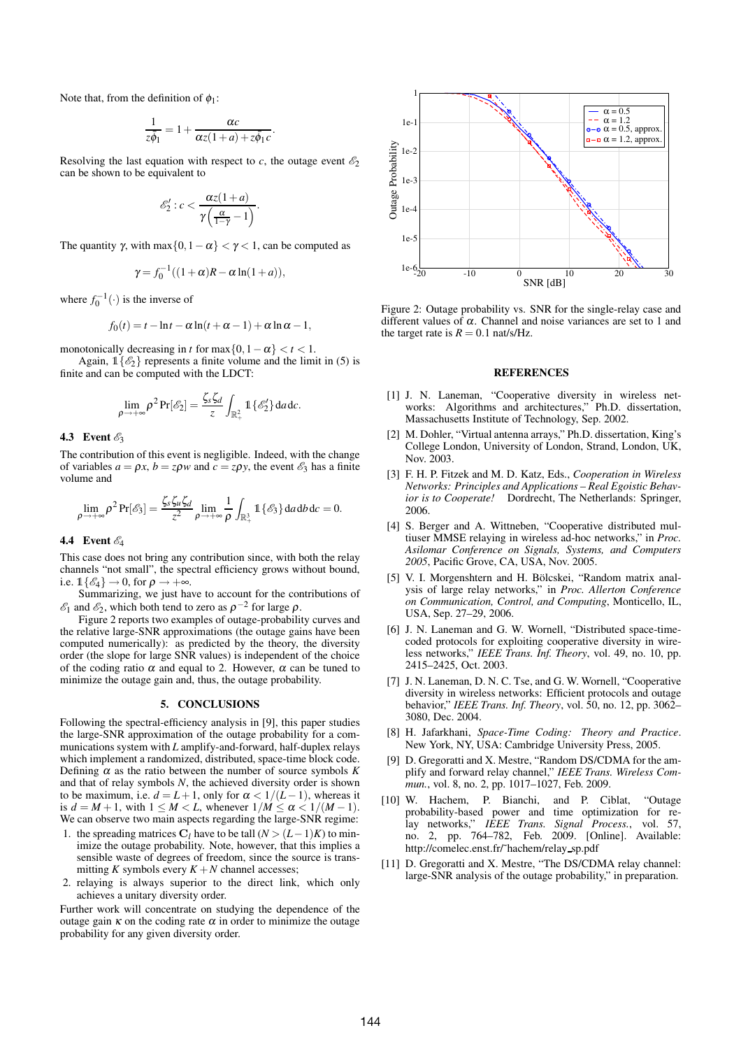Note that, from the definition of $\phi_1$:

$$\frac{1}{z\bar{\phi}_1} = 1 + \frac{\alpha c}{\alpha z(1+a) + z\bar{\phi}_1 c}.$$

Resolving the last equation with respect to $c$, the outage event $\mathscr{E}_2$ can be shown to be equivalent to

$$\mathscr{E}_2' : c < \frac{\alpha z(1+a)}{\gamma\left(\frac{\alpha}{1-\gamma} - 1\right)}.$$

The quantity $\gamma$, with $\max\{0, 1-\alpha\} < \gamma < 1$, can be computed as

$$\gamma = f_0^{-1}((1+\alpha)R - \alpha \ln(1+a)),$$

where $f_0^{-1}(\cdot)$ is the inverse of

$$f_0(t) = t - \ln t - \alpha \ln(t + \alpha - 1) + \alpha \ln \alpha - 1,$$

monotonically decreasing in $t$ for $\max\{0, 1-\alpha\} < t < 1$.

Again, $\mathbb{1}\{\mathscr{E}_2\}$ represents a finite volume and the limit in (5) is finite and can be computed with the LDCT:

$$\lim_{\rho\to+\infty} \rho^2 \Pr[\mathscr{E}_2] = \frac{\zeta_s \zeta_d}{z} \int_{\mathbb{R}_+^2} \mathbb{1}\{\mathscr{E}_2'\} \, \mathrm{d}a \, \mathrm{d}c.$$

### 4.3 Event $\mathscr{E}_3$

The contribution of this event is negligible. Indeed, with the change of variables $a = \rho x$, $b = z\rho w$ and $c = z\rho y$, the event $\mathscr{E}_3$ has a finite volume and

$$\lim_{\rho\to+\infty} \rho^2 \Pr[\mathscr{E}_3] = \frac{\zeta_s \zeta_u \zeta_d}{z^2} \lim_{\rho\to+\infty} \frac{1}{\rho} \int_{\mathbb{R}_+^3} \mathbb{1}\{\mathscr{E}_3\} \, \mathrm{d}a \, \mathrm{d}b \, \mathrm{d}c = 0.$$

### 4.4 Event $\mathscr{E}_4$

This case does not bring any contribution since, with both the relay channels "not small", the spectral efficiency grows without bound, i.e. $\mathbb{1}\{\mathscr{E}_4\} \to 0$, for $\rho \to +\infty$.

Summarizing, we just have to account for the contributions of $\mathscr{E}_1$ and $\mathscr{E}_2$, which both tend to zero as $\rho^{-2}$ for large $\rho$.

Figure 2 reports two examples of outage-probability curves and the relative large-SNR approximations (the outage gains have been computed numerically): as predicted by the theory, the diversity order (the slope for large SNR values) is independent of the choice of the coding ratio $\alpha$ and equal to 2. However, $\alpha$ can be tuned to minimize the outage gain and, thus, the outage probability.

## 5. CONCLUSIONS

Following the spectral-efficiency analysis in [9], this paper studies the large-SNR approximation of the outage probability for a communications system with $L$ amplify-and-forward, half-duplex relays which implement a randomized, distributed, space-time block code. Defining $\alpha$ as the ratio between the number of source symbols $K$ and that of relay symbols $N$, the achieved diversity order is shown to be maximum, i.e. $d = L+1$, only for $\alpha < 1/(L-1)$, whereas it is $d = M+1$, with $1 \leq M < L$, whenever $1/M \leq \alpha < 1/(M-1)$. We can observe two main aspects regarding the large-SNR regime:

1. the spreading matrices $\mathbf{C}_l$ have to be tall ($N > (L-1)K$) to minimize the outage probability. Note, however, that this implies a sensible waste of degrees of freedom, since the source is transmitting $K$ symbols every $K+N$ channel accesses;
2. relaying is always superior to the direct link, which only achieves a unitary diversity order.

Further work will concentrate on studying the dependence of the outage gain $\kappa$ on the coding rate $\alpha$ in order to minimize the outage probability for any given diversity order.

Outage Probability
1
1e-1
1e-2
1e-3
1e-4
1e-5
1e-6
-20
-10
0
10
20
30
SNR [dB]
α = 0.5
α = 1.2
α = 0.5, approx.
α = 1.2, approx.

Figure 2: Outage probability vs. SNR for the single-relay case and different values of $\alpha$. Channel and noise variances are set to 1 and the target rate is $R = 0.1$ nat/s/Hz.

## REFERENCES

[1] J. N. Laneman, "Cooperative diversity in wireless networks: Algorithms and architectures," Ph.D. dissertation, Massachusetts Institute of Technology, Sep. 2002.

[2] M. Dohler, "Virtual antenna arrays," Ph.D. dissertation, King's College London, University of London, Strand, London, UK, Nov. 2003.

[3] F. H. P. Fitzek and M. D. Katz, Eds., *Cooperation in Wireless Networks: Principles and Applications – Real Egoistic Behavior is to Cooperate!* Dordrecht, The Netherlands: Springer, 2006.

[4] S. Berger and A. Wittneben, "Cooperative distributed multiuser MMSE relaying in wireless ad-hoc networks," in *Proc. Asilomar Conference on Signals, Systems, and Computers 2005*, Pacific Grove, CA, USA, Nov. 2005.

[5] V. I. Morgenshtern and H. Bölcskei, "Random matrix analysis of large relay networks," in *Proc. Allerton Conference on Communication, Control, and Computing*, Monticello, IL, USA, Sep. 27–29, 2006.

[6] J. N. Laneman and G. W. Wornell, "Distributed space-time-coded protocols for exploiting cooperative diversity in wireless networks," *IEEE Trans. Inf. Theory*, vol. 49, no. 10, pp. 2415–2425, Oct. 2003.

[7] J. N. Laneman, D. N. C. Tse, and G. W. Wornell, "Cooperative diversity in wireless networks: Efficient protocols and outage behavior," *IEEE Trans. Inf. Theory*, vol. 50, no. 12, pp. 3062–3080, Dec. 2004.

[8] H. Jafarkhani, *Space-Time Coding: Theory and Practice*. New York, NY, USA: Cambridge University Press, 2005.

[9] D. Gregoratti and X. Mestre, "Random DS/CDMA for the amplify and forward relay channel," *IEEE Trans. Wireless Commun.*, vol. 8, no. 2, pp. 1017–1027, Feb. 2009.

[10] W. Hachem, P. Bianchi, and P. Ciblat, "Outage probability-based power and time optimization for relay networks," *IEEE Trans. Signal Process.*, vol. 57, no. 2, pp. 764–782, Feb. 2009. [Online]. Available: http://comelec.enst.fr/~hachem/relay_sp.pdf

[11] D. Gregoratti and X. Mestre, "The DS/CDMA relay channel: large-SNR analysis of the outage probability," in preparation.